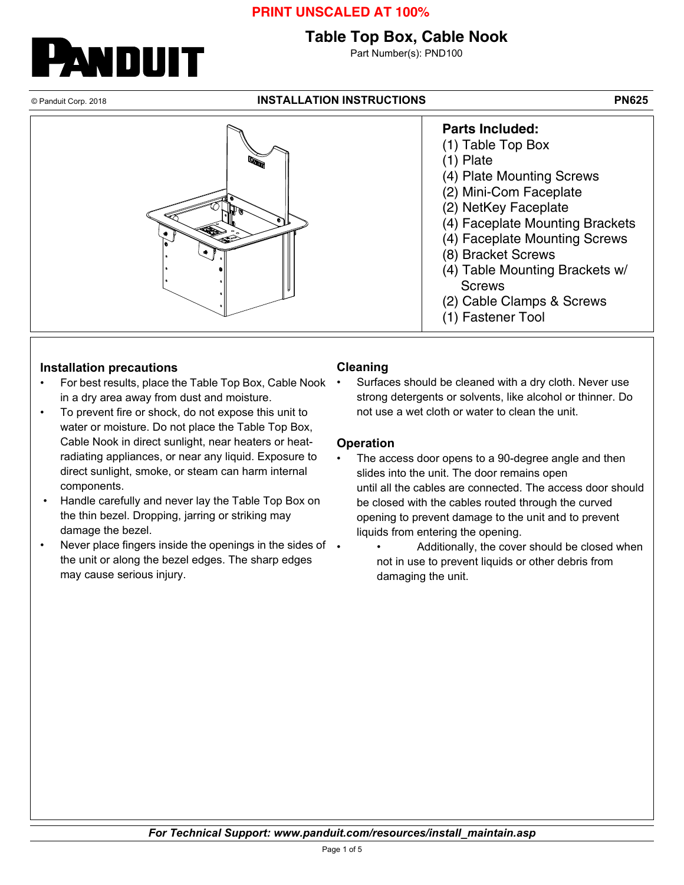**PRINT UNSCALED AT 100%**

# Table Top Box, Cable Nook

Part Number(s): PND100

© Panduit Corp. 2018

**INSTALLATION INSTRUCTIONS** **PN625**

### Parts Included:

(1) Table Top Box
(1) Plate
(4) Plate Mounting Screws
(2) Mini-Com Faceplate
(2) NetKey Faceplate
(4) Faceplate Mounting Brackets
(4) Faceplate Mounting Screws
(8) Bracket Screws
(4) Table Mounting Brackets w/ Screws
(2) Cable Clamps & Screws
(1) Fastener Tool

### Installation precautions

- For best results, place the Table Top Box, Cable Nook in a dry area away from dust and moisture.
- To prevent fire or shock, do not expose this unit to water or moisture. Do not place the Table Top Box, Cable Nook in direct sunlight, near heaters or heat-radiating appliances, or near any liquid. Exposure to direct sunlight, smoke, or steam can harm internal components.
- Handle carefully and never lay the Table Top Box on the thin bezel. Dropping, jarring or striking may damage the bezel.
- Never place fingers inside the openings in the sides of the unit or along the bezel edges. The sharp edges may cause serious injury.

### Cleaning

- Surfaces should be cleaned with a dry cloth. Never use strong detergents or solvents, like alcohol or thinner. Do not use a wet cloth or water to clean the unit.

### Operation

- The access door opens to a 90-degree angle and then slides into the unit. The door remains open until all the cables are connected. The access door should be closed with the cables routed through the curved opening to prevent damage to the unit and to prevent liquids from entering the opening.
- Additionally, the cover should be closed when not in use to prevent liquids or other debris from damaging the unit.

*For Technical Support: www.panduit.com/resources/install_maintain.asp*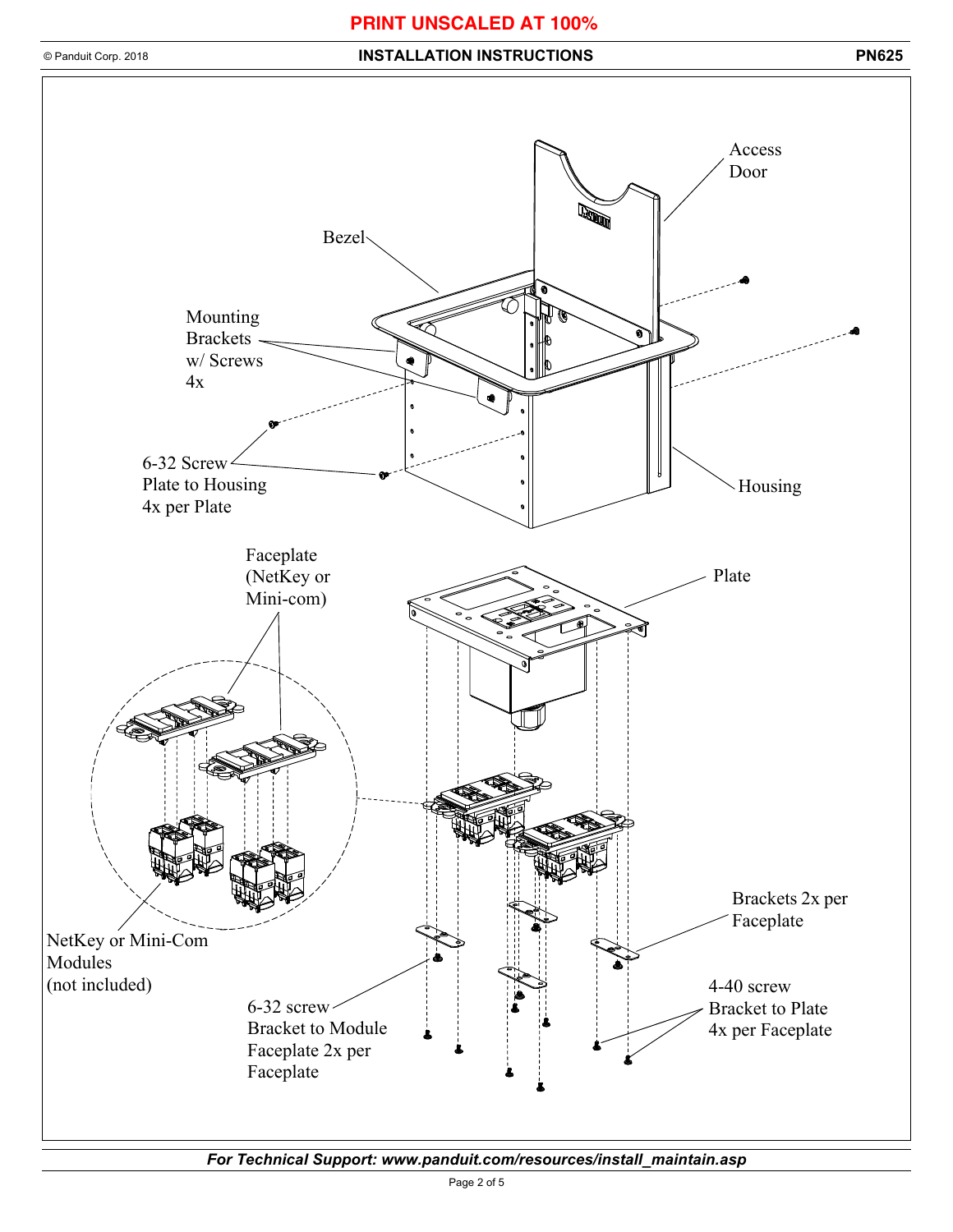**PRINT UNSCALED AT 100%**

Access Door

Bezel

Mounting Brackets w/ Screws 4x

6-32 Screw Plate to Housing 4x per Plate

Housing

Faceplate (NetKey or Mini-com)

Plate

NetKey or Mini-Com Modules (not included)

Brackets 2x per Faceplate

6-32 screw Bracket to Module Faceplate 2x per Faceplate

4-40 screw Bracket to Plate 4x per Faceplate

*For Technical Support: www.panduit.com/resources/install_maintain.asp*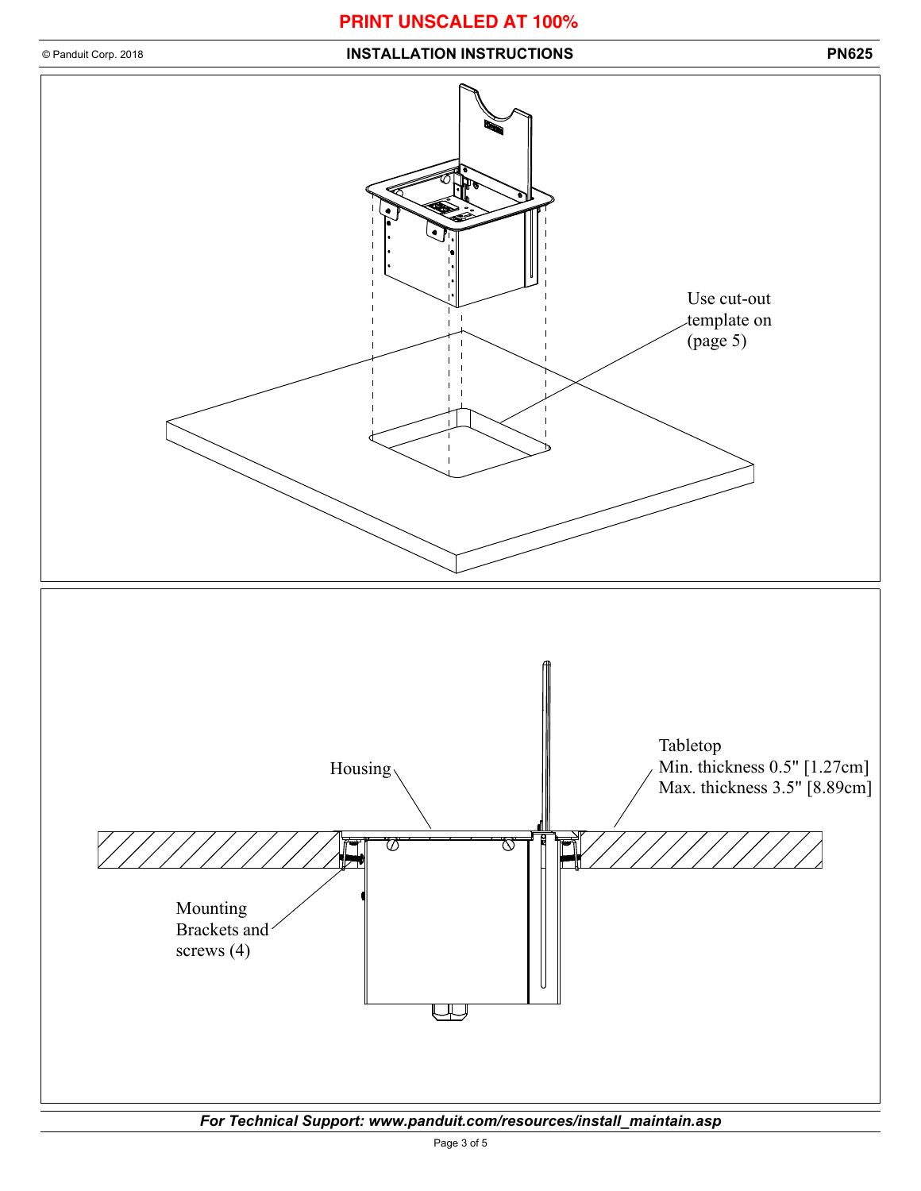**PRINT UNSCALED AT 100%**

## INSTALLATION INSTRUCTIONS

Use cut-out template on (page 5)

Housing

Tabletop
Min. thickness 0.5" [1.27cm]
Max. thickness 3.5" [8.89cm]

Mounting Brackets and screws (4)

*For Technical Support: www.panduit.com/resources/install_maintain.asp*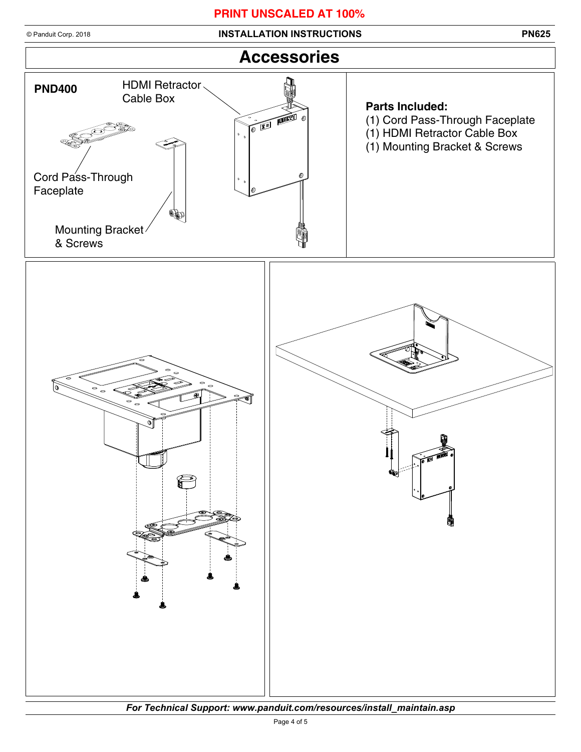**PRINT UNSCALED AT 100%**

# Accessories

**PND400**

HDMI Retractor Cable Box

Cord Pass-Through Faceplate

Mounting Bracket & Screws

**Parts Included:**

(1) Cord Pass-Through Faceplate
(1) HDMI Retractor Cable Box
(1) Mounting Bracket & Screws

*For Technical Support: www.panduit.com/resources/install_maintain.asp*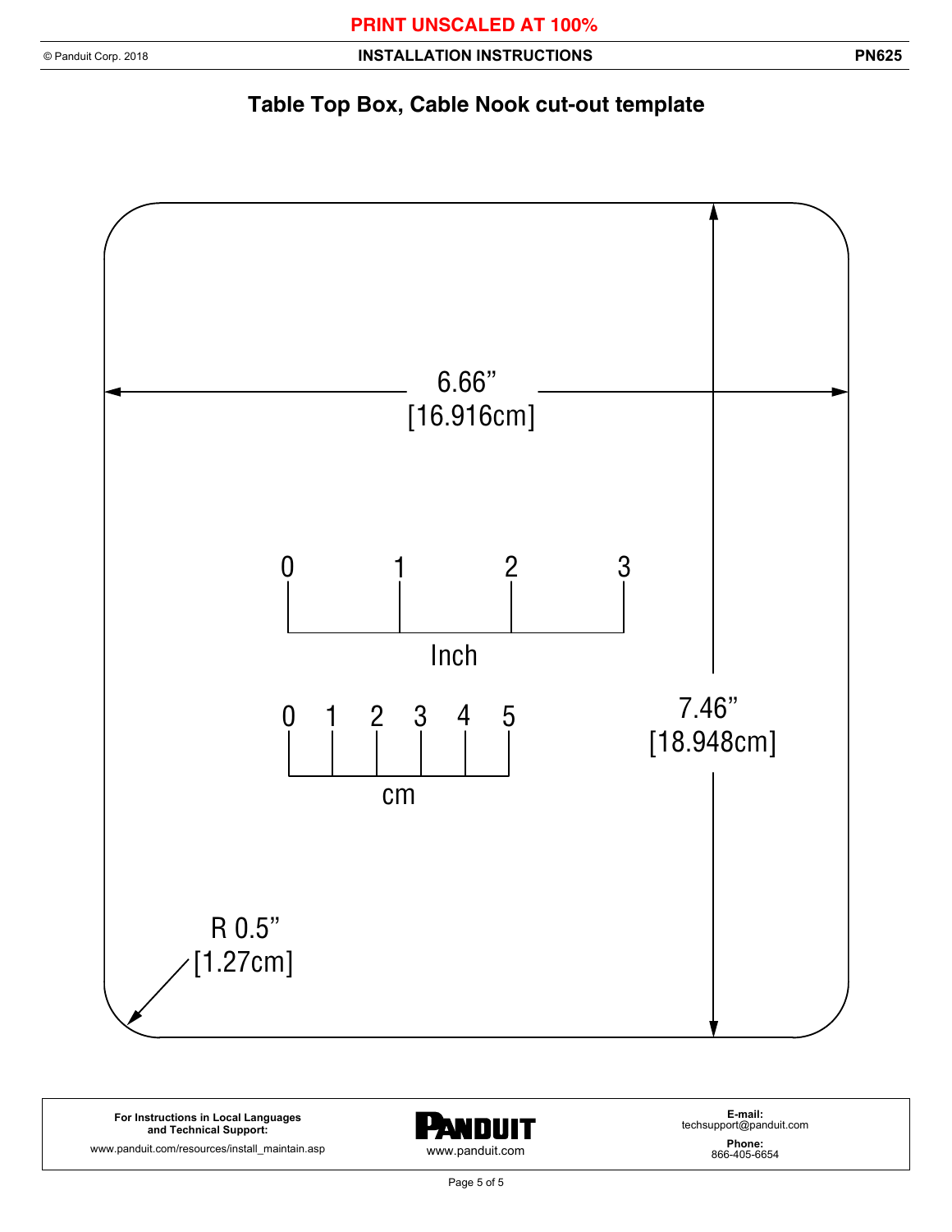**PRINT UNSCALED AT 100%**

© Panduit Corp. 2018 **INSTALLATION INSTRUCTIONS** **PN625**

## Table Top Box, Cable Nook cut-out template

6.66”
[16.916cm]

0 1 2 3
Inch

0 1 2 3 4 5
cm

7.46”
[18.948cm]

R 0.5”
[1.27cm]

**For Instructions in Local Languages and Technical Support:**
www.panduit.com/resources/install_maintain.asp

PANDUIT
www.panduit.com

**E-mail:**
techsupport@panduit.com

**Phone:**
866-405-6654